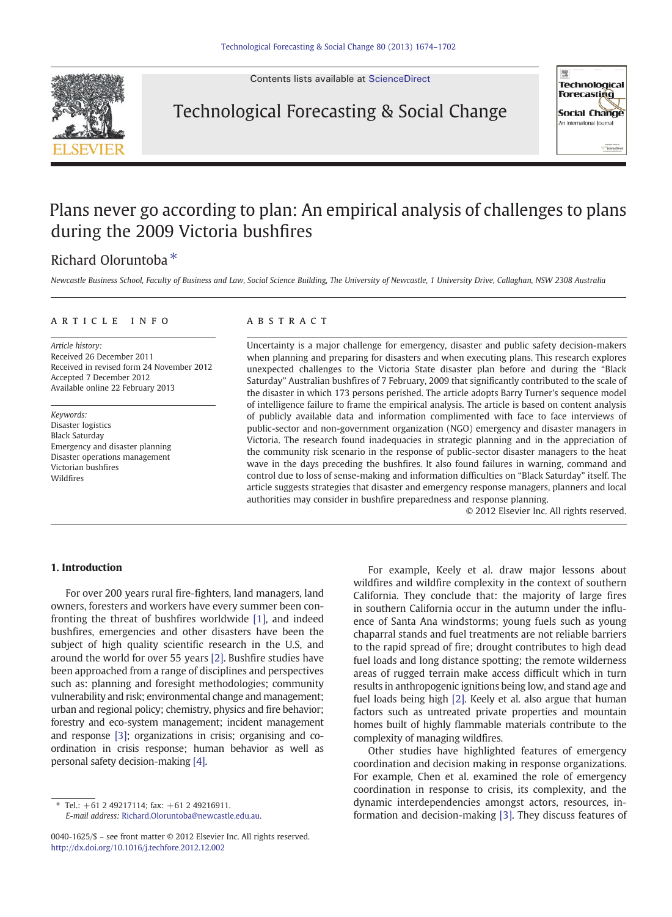# Plans never go according to plan: An empirical analysis of challenges to plans during the 2009 Victoria bushfires

Richard Oloruntoba *

*Newcastle Business School, Faculty of Business and Law, Social Science Building, The University of Newcastle, 1 University Drive, Callaghan, NSW 2308 Australia*

## ARTICLE INFO

*Article history:*
Received 26 December 2011
Received in revised form 24 November 2012
Accepted 7 December 2012
Available online 22 February 2013

*Keywords:*
Disaster logistics
Black Saturday
Emergency and disaster planning
Disaster operations management
Victorian bushfires
Wildfires

## ABSTRACT

Uncertainty is a major challenge for emergency, disaster and public safety decision-makers when planning and preparing for disasters and when executing plans. This research explores unexpected challenges to the Victoria State disaster plan before and during the "Black Saturday" Australian bushfires of 7 February, 2009 that significantly contributed to the scale of the disaster in which 173 persons perished. The article adopts Barry Turner's sequence model of intelligence failure to frame the empirical analysis. The article is based on content analysis of publicly available data and information complimented with face to face interviews of public-sector and non-government organization (NGO) emergency and disaster managers in Victoria. The research found inadequacies in strategic planning and in the appreciation of the community risk scenario in the response of public-sector disaster managers to the heat wave in the days preceding the bushfires. It also found failures in warning, command and control due to loss of sense-making and information difficulties on "Black Saturday" itself. The article suggests strategies that disaster and emergency response managers, planners and local authorities may consider in bushfire preparedness and response planning.

© 2012 Elsevier Inc. All rights reserved.

## 1. Introduction

For over 200 years rural fire-fighters, land managers, land owners, foresters and workers have every summer been confronting the threat of bushfires worldwide [1], and indeed bushfires, emergencies and other disasters have been the subject of high quality scientific research in the U.S, and around the world for over 55 years [2]. Bushfire studies have been approached from a range of disciplines and perspectives such as: planning and foresight methodologies; community vulnerability and risk; environmental change and management; urban and regional policy; chemistry, physics and fire behavior; forestry and eco-system management; incident management and response [3]; organizations in crisis; organising and co-ordination in crisis response; human behavior as well as personal safety decision-making [4].

For example, Keely et al. draw major lessons about wildfires and wildfire complexity in the context of southern California. They conclude that: the majority of large fires in southern California occur in the autumn under the influence of Santa Ana windstorms; young fuels such as young chaparral stands and fuel treatments are not reliable barriers to the rapid spread of fire; drought contributes to high dead fuel loads and long distance spotting; the remote wilderness areas of rugged terrain make access difficult which in turn results in anthropogenic ignitions being low, and stand age and fuel loads being high [2]. Keely et al. also argue that human factors such as untreated private properties and mountain homes built of highly flammable materials contribute to the complexity of managing wildfires.

Other studies have highlighted features of emergency coordination and decision making in response organizations. For example, Chen et al. examined the role of emergency coordination in response to crisis, its complexity, and the dynamic interdependencies amongst actors, resources, information and decision-making [3]. They discuss features of

---

* Tel.: +61 2 49217114; fax: +61 2 49216911.
*E-mail address:* Richard.Oloruntoba@newcastle.edu.au.

0040-1625/$ – see front matter © 2012 Elsevier Inc. All rights reserved.
http://dx.doi.org/10.1016/j.techfore.2012.12.002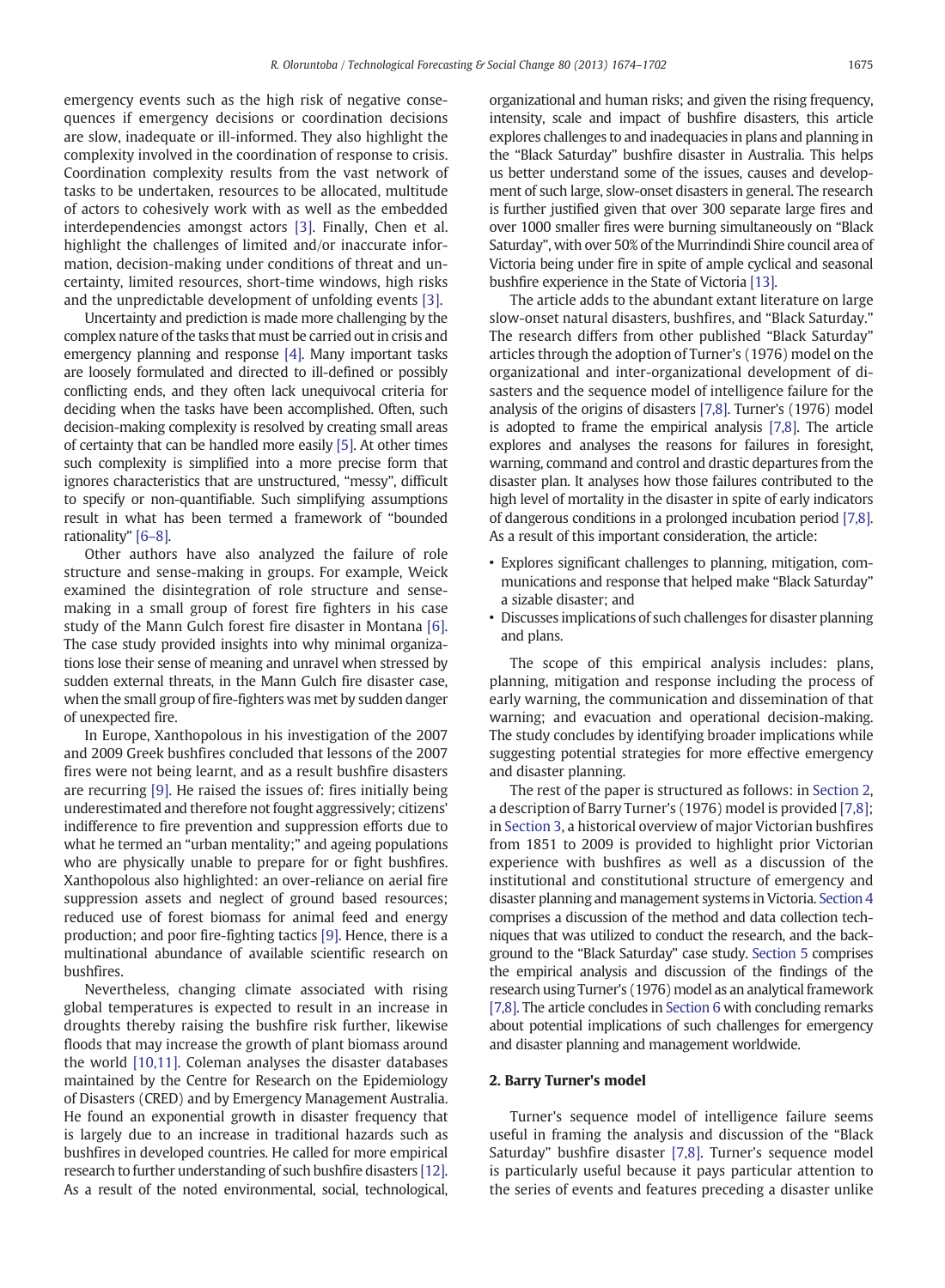emergency events such as the high risk of negative consequences if emergency decisions or coordination decisions are slow, inadequate or ill-informed. They also highlight the complexity involved in the coordination of response to crisis. Coordination complexity results from the vast network of tasks to be undertaken, resources to be allocated, multitude of actors to cohesively work with as well as the embedded interdependencies amongst actors [3]. Finally, Chen et al. highlight the challenges of limited and/or inaccurate information, decision-making under conditions of threat and uncertainty, limited resources, short-time windows, high risks and the unpredictable development of unfolding events [3].

Uncertainty and prediction is made more challenging by the complex nature of the tasks that must be carried out in crisis and emergency planning and response [4]. Many important tasks are loosely formulated and directed to ill-defined or possibly conflicting ends, and they often lack unequivocal criteria for deciding when the tasks have been accomplished. Often, such decision-making complexity is resolved by creating small areas of certainty that can be handled more easily [5]. At other times such complexity is simplified into a more precise form that ignores characteristics that are unstructured, "messy", difficult to specify or non-quantifiable. Such simplifying assumptions result in what has been termed a framework of "bounded rationality" [6–8].

Other authors have also analyzed the failure of role structure and sense-making in groups. For example, Weick examined the disintegration of role structure and sense-making in a small group of forest fire fighters in his case study of the Mann Gulch forest fire disaster in Montana [6]. The case study provided insights into why minimal organizations lose their sense of meaning and unravel when stressed by sudden external threats, in the Mann Gulch fire disaster case, when the small group of fire-fighters was met by sudden danger of unexpected fire.

In Europe, Xanthopolous in his investigation of the 2007 and 2009 Greek bushfires concluded that lessons of the 2007 fires were not being learnt, and as a result bushfire disasters are recurring [9]. He raised the issues of: fires initially being underestimated and therefore not fought aggressively; citizens' indifference to fire prevention and suppression efforts due to what he termed an "urban mentality;" and ageing populations who are physically unable to prepare for or fight bushfires. Xanthopolous also highlighted: an over-reliance on aerial fire suppression assets and neglect of ground based resources; reduced use of forest biomass for animal feed and energy production; and poor fire-fighting tactics [9]. Hence, there is a multinational abundance of available scientific research on bushfires.

Nevertheless, changing climate associated with rising global temperatures is expected to result in an increase in droughts thereby raising the bushfire risk further, likewise floods that may increase the growth of plant biomass around the world [10,11]. Coleman analyses the disaster databases maintained by the Centre for Research on the Epidemiology of Disasters (CRED) and by Emergency Management Australia. He found an exponential growth in disaster frequency that is largely due to an increase in traditional hazards such as bushfires in developed countries. He called for more empirical research to further understanding of such bushfire disasters [12]. As a result of the noted environmental, social, technological, organizational and human risks; and given the rising frequency, intensity, scale and impact of bushfire disasters, this article explores challenges to and inadequacies in plans and planning in the "Black Saturday" bushfire disaster in Australia. This helps us better understand some of the issues, causes and development of such large, slow-onset disasters in general. The research is further justified given that over 300 separate large fires and over 1000 smaller fires were burning simultaneously on "Black Saturday", with over 50% of the Murrindindi Shire council area of Victoria being under fire in spite of ample cyclical and seasonal bushfire experience in the State of Victoria [13].

The article adds to the abundant extant literature on large slow-onset natural disasters, bushfires, and "Black Saturday." The research differs from other published "Black Saturday" articles through the adoption of Turner's (1976) model on the organizational and inter-organizational development of disasters and the sequence model of intelligence failure for the analysis of the origins of disasters [7,8]. Turner's (1976) model is adopted to frame the empirical analysis [7,8]. The article explores and analyses the reasons for failures in foresight, warning, command and control and drastic departures from the disaster plan. It analyses how those failures contributed to the high level of mortality in the disaster in spite of early indicators of dangerous conditions in a prolonged incubation period [7,8]. As a result of this important consideration, the article:

- Explores significant challenges to planning, mitigation, communications and response that helped make "Black Saturday" a sizable disaster; and
- Discusses implications of such challenges for disaster planning and plans.

The scope of this empirical analysis includes: plans, planning, mitigation and response including the process of early warning, the communication and dissemination of that warning; and evacuation and operational decision-making. The study concludes by identifying broader implications while suggesting potential strategies for more effective emergency and disaster planning.

The rest of the paper is structured as follows: in Section 2, a description of Barry Turner's (1976) model is provided [7,8]; in Section 3, a historical overview of major Victorian bushfires from 1851 to 2009 is provided to highlight prior Victorian experience with bushfires as well as a discussion of the institutional and constitutional structure of emergency and disaster planning and management systems in Victoria. Section 4 comprises a discussion of the method and data collection techniques that was utilized to conduct the research, and the background to the "Black Saturday" case study. Section 5 comprises the empirical analysis and discussion of the findings of the research using Turner's (1976) model as an analytical framework [7,8]. The article concludes in Section 6 with concluding remarks about potential implications of such challenges for emergency and disaster planning and management worldwide.

## 2. Barry Turner's model

Turner's sequence model of intelligence failure seems useful in framing the analysis and discussion of the "Black Saturday" bushfire disaster [7,8]. Turner's sequence model is particularly useful because it pays particular attention to the series of events and features preceding a disaster unlike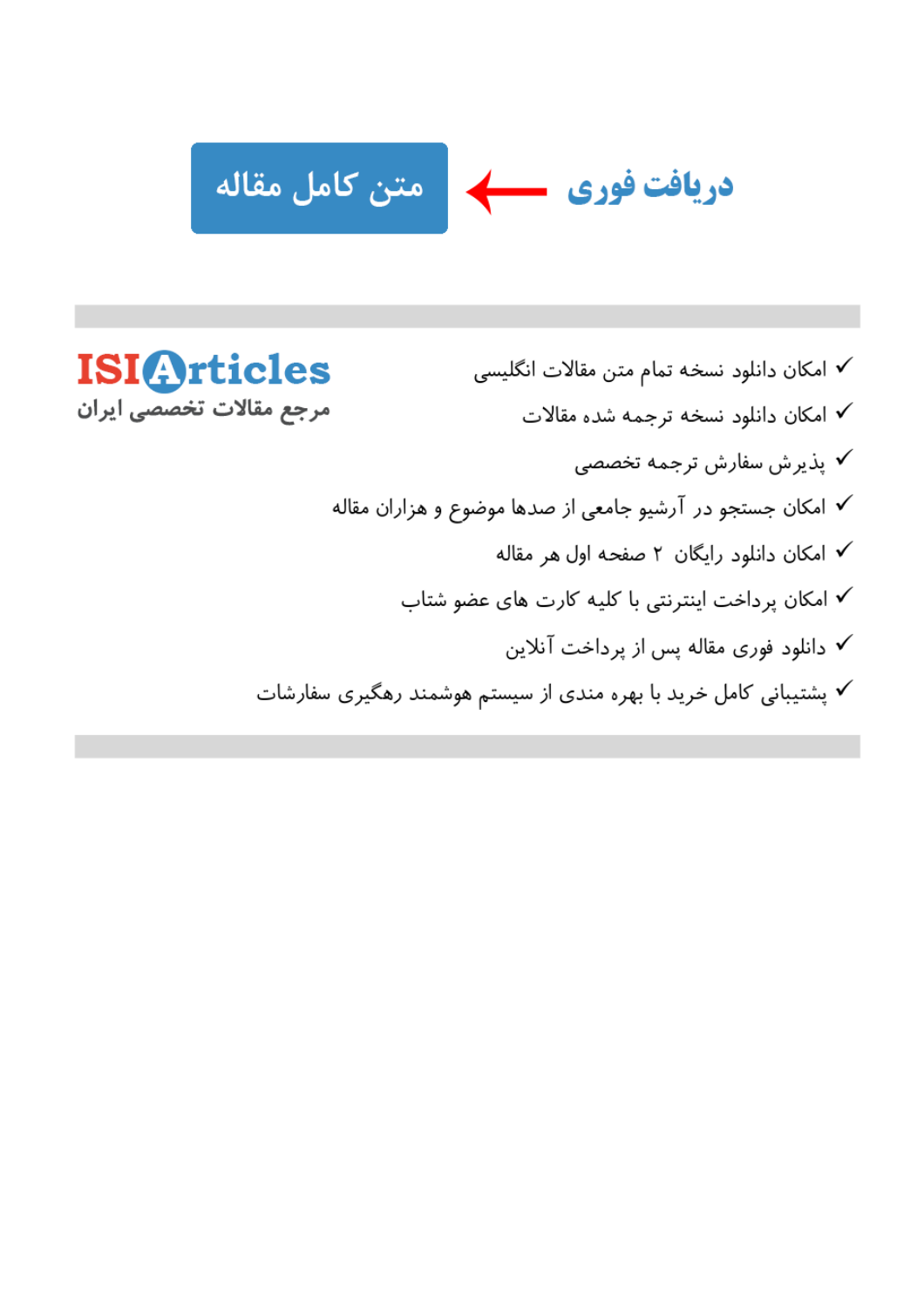دریافت فوری ← متن کامل مقاله

**ISIArticles**
مرجع مقالات تخصصی ایران

- ✓ امکان دانلود نسخه تمام متن مقالات انگلیسی
- ✓ امکان دانلود نسخه ترجمه شده مقالات
- ✓ پذیرش سفارش ترجمه تخصصی
- ✓ امکان جستجو در آرشیو جامعی از صدها موضوع و هزاران مقاله
- ✓ امکان دانلود رایگان ۲ صفحه اول هر مقاله
- ✓ امکان پرداخت اینترنتی با کلیه کارت های عضو شتاب
- ✓ دانلود فوری مقاله پس از پرداخت آنلاین
- ✓ پشتیبانی کامل خرید با بهره مندی از سیستم هوشمند رهگیری سفارشات